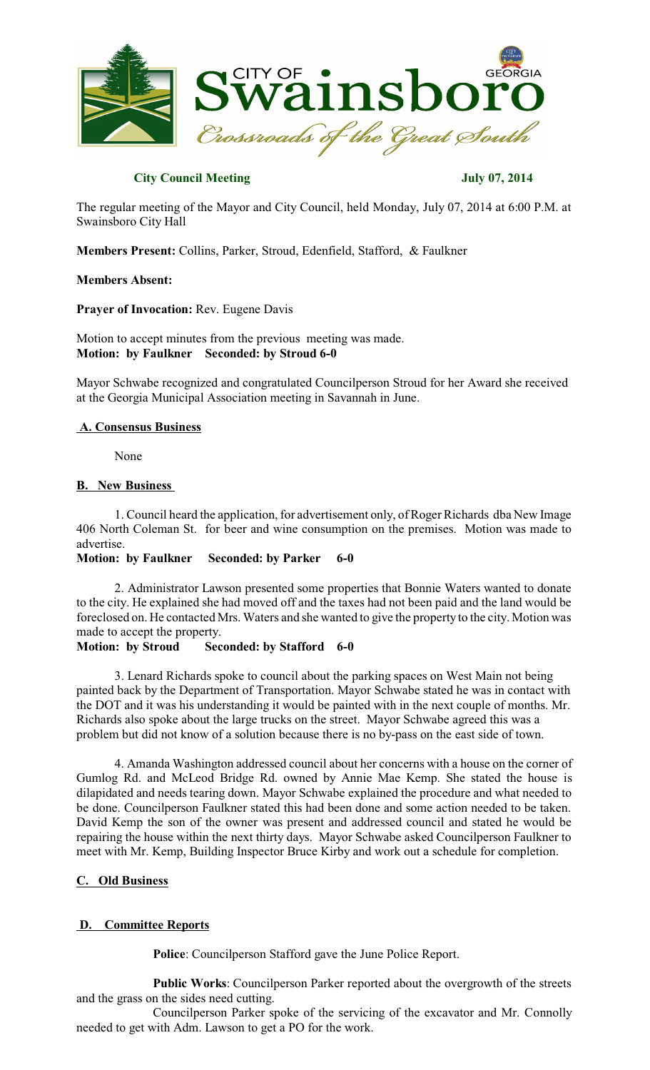# City of Swainsboro, Georgia
*Crossroads of the Great South*

**City Council Meeting** **July 07, 2014**

The regular meeting of the Mayor and City Council, held Monday, July 07, 2014 at 6:00 P.M. at Swainsboro City Hall

**Members Present:** Collins, Parker, Stroud, Edenfield, Stafford, & Faulkner

**Members Absent:**

**Prayer of Invocation:** Rev. Eugene Davis

Motion to accept minutes from the previous meeting was made.
**Motion: by Faulkner Seconded: by Stroud 6-0**

Mayor Schwabe recognized and congratulated Councilperson Stroud for her Award she received at the Georgia Municipal Association meeting in Savannah in June.

## A. Consensus Business

None

## B. New Business

1. Council heard the application, for advertisement only, of Roger Richards dba New Image 406 North Coleman St. for beer and wine consumption on the premises. Motion was made to advertise.
**Motion: by Faulkner Seconded: by Parker 6-0**

2. Administrator Lawson presented some properties that Bonnie Waters wanted to donate to the city. He explained she had moved off and the taxes had not been paid and the land would be foreclosed on. He contacted Mrs. Waters and she wanted to give the property to the city. Motion was made to accept the property.
**Motion: by Stroud Seconded: by Stafford 6-0**

3. Lenard Richards spoke to council about the parking spaces on West Main not being painted back by the Department of Transportation. Mayor Schwabe stated he was in contact with the DOT and it was his understanding it would be painted with in the next couple of months. Mr. Richards also spoke about the large trucks on the street. Mayor Schwabe agreed this was a problem but did not know of a solution because there is no by-pass on the east side of town.

4. Amanda Washington addressed council about her concerns with a house on the corner of Gumlog Rd. and McLeod Bridge Rd. owned by Annie Mae Kemp. She stated the house is dilapidated and needs tearing down. Mayor Schwabe explained the procedure and what needed to be done. Councilperson Faulkner stated this had been done and some action needed to be taken. David Kemp the son of the owner was present and addressed council and stated he would be repairing the house within the next thirty days. Mayor Schwabe asked Councilperson Faulkner to meet with Mr. Kemp, Building Inspector Bruce Kirby and work out a schedule for completion.

## C. Old Business

## D. Committee Reports

**Police**: Councilperson Stafford gave the June Police Report.

**Public Works**: Councilperson Parker reported about the overgrowth of the streets and the grass on the sides need cutting.

Councilperson Parker spoke of the servicing of the excavator and Mr. Connolly needed to get with Adm. Lawson to get a PO for the work.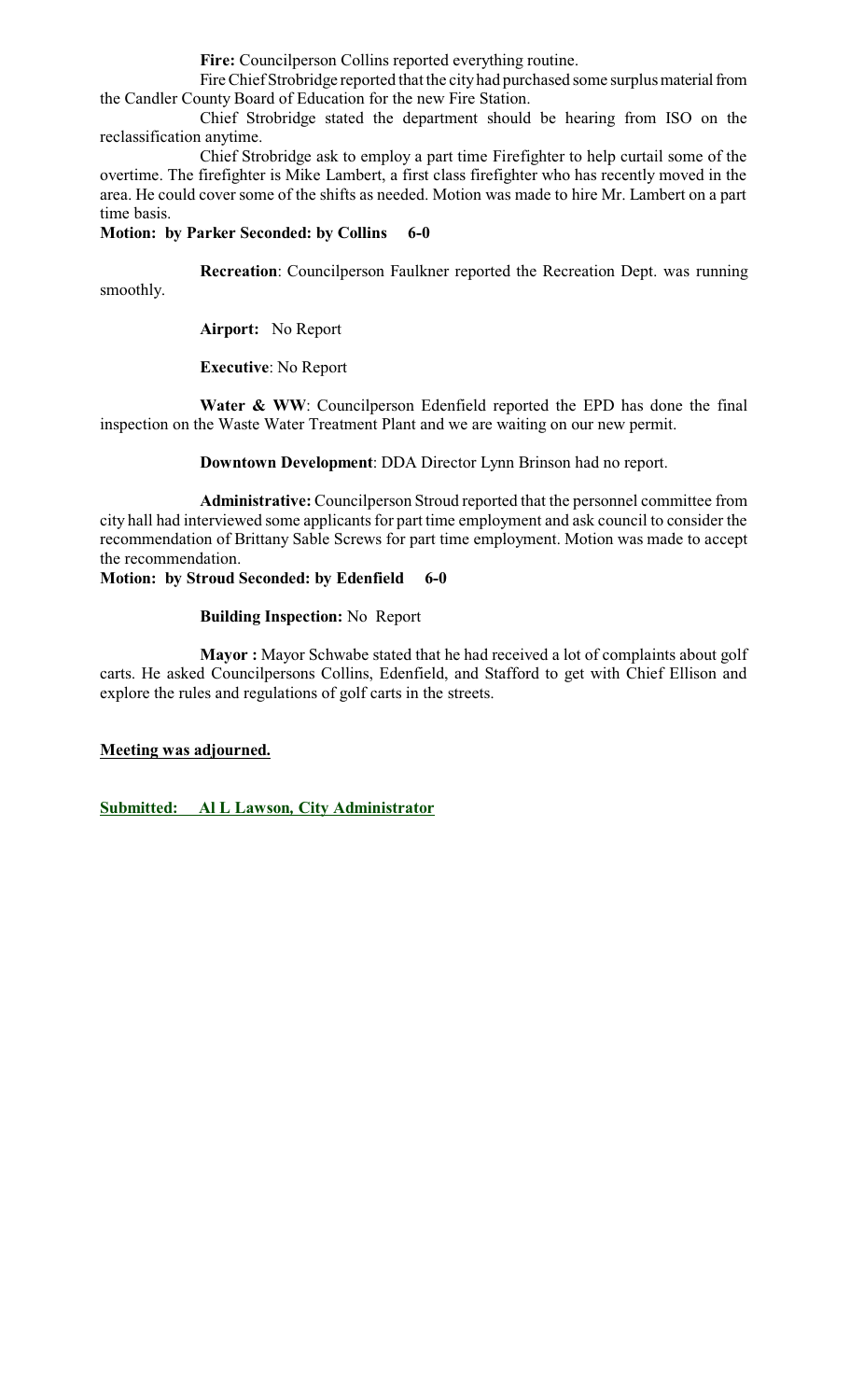**Fire:** Councilperson Collins reported everything routine.

Fire Chief Strobridge reported that the city had purchased some surplus material from the Candler County Board of Education for the new Fire Station.

Chief Strobridge stated the department should be hearing from ISO on the reclassification anytime.

Chief Strobridge ask to employ a part time Firefighter to help curtail some of the overtime. The firefighter is Mike Lambert, a first class firefighter who has recently moved in the area. He could cover some of the shifts as needed. Motion was made to hire Mr. Lambert on a part time basis.

**Motion: by Parker Seconded: by Collins 6-0**

**Recreation**: Councilperson Faulkner reported the Recreation Dept. was running smoothly.

**Airport:** No Report

**Executive**: No Report

**Water & WW**: Councilperson Edenfield reported the EPD has done the final inspection on the Waste Water Treatment Plant and we are waiting on our new permit.

**Downtown Development**: DDA Director Lynn Brinson had no report.

**Administrative:** Councilperson Stroud reported that the personnel committee from city hall had interviewed some applicants for part time employment and ask council to consider the recommendation of Brittany Sable Screws for part time employment. Motion was made to accept the recommendation.

**Motion: by Stroud Seconded: by Edenfield 6-0**

**Building Inspection:** No Report

**Mayor :** Mayor Schwabe stated that he had received a lot of complaints about golf carts. He asked Councilpersons Collins, Edenfield, and Stafford to get with Chief Ellison and explore the rules and regulations of golf carts in the streets.

**Meeting was adjourned.**

**Submitted: Al L Lawson, City Administrator**